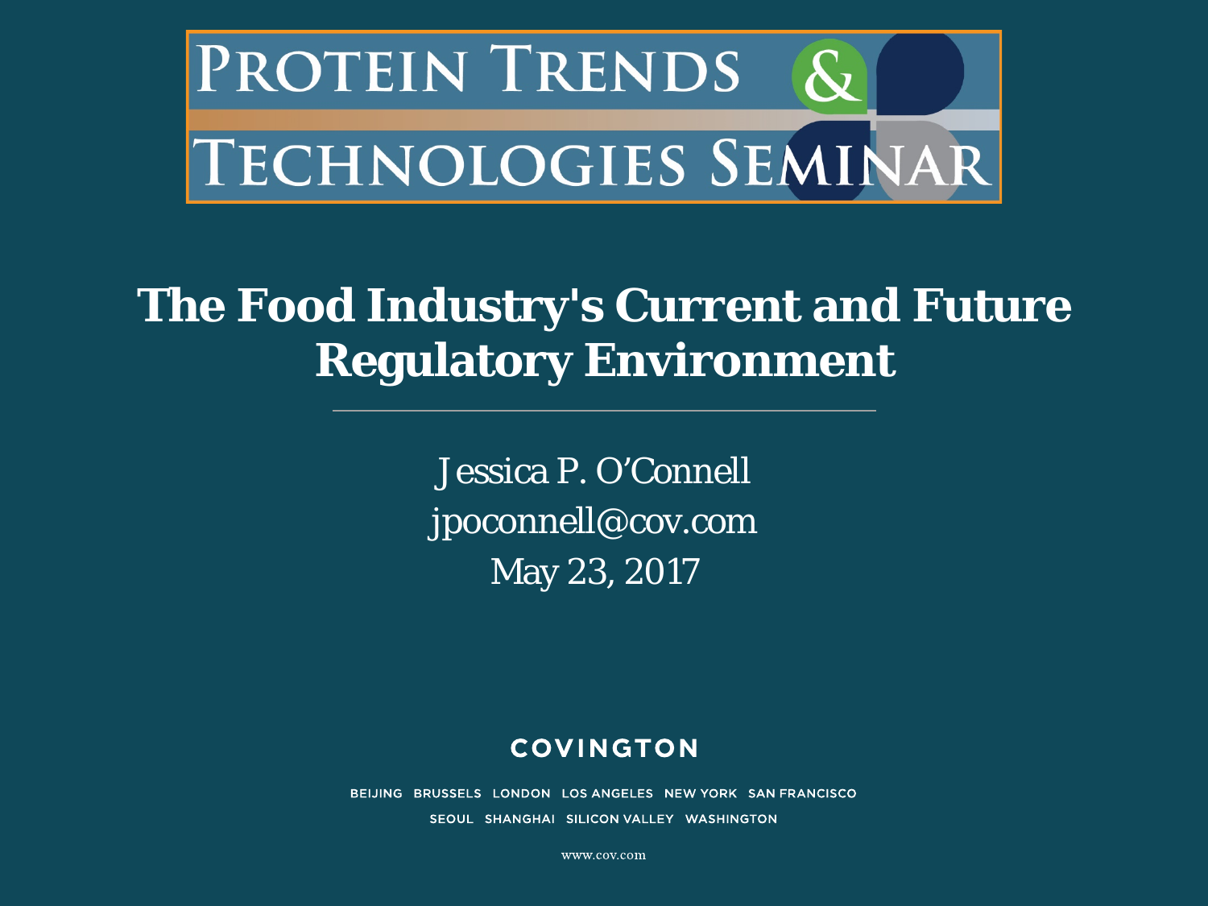PROTEIN TRENDS & TECHNOLOGIES SEMINAR

# The Food Industry's Current and Future Regulatory Environment

Jessica P. O'Connell
jpoconnell@cov.com
May 23, 2017

COVINGTON

BEIJING BRUSSELS LONDON LOS ANGELES NEW YORK SAN FRANCISCO
SEOUL SHANGHAI SILICON VALLEY WASHINGTON

www.cov.com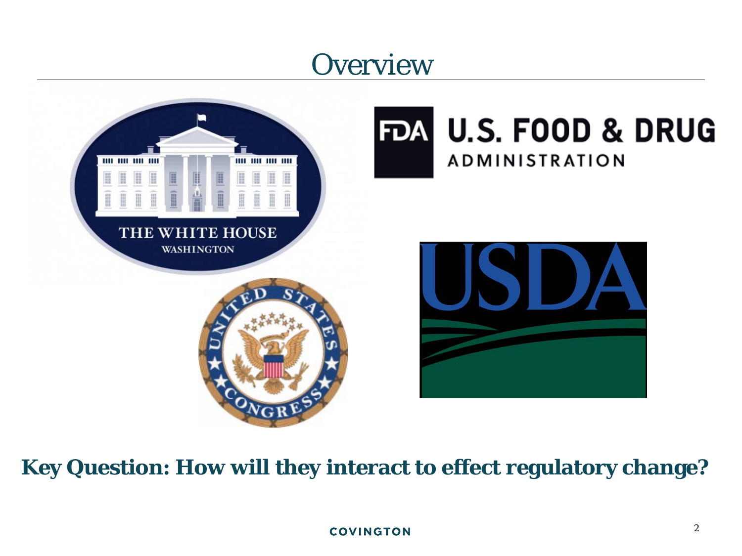# Overview

**Key Question: How will they interact to effect regulatory change?**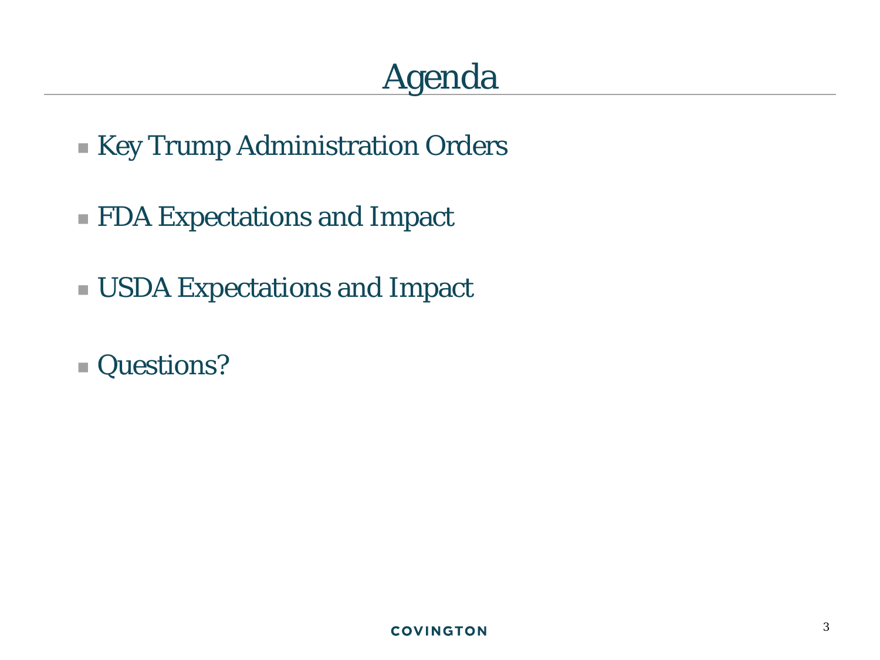# Agenda

- Key Trump Administration Orders
- FDA Expectations and Impact
- USDA Expectations and Impact
- Questions?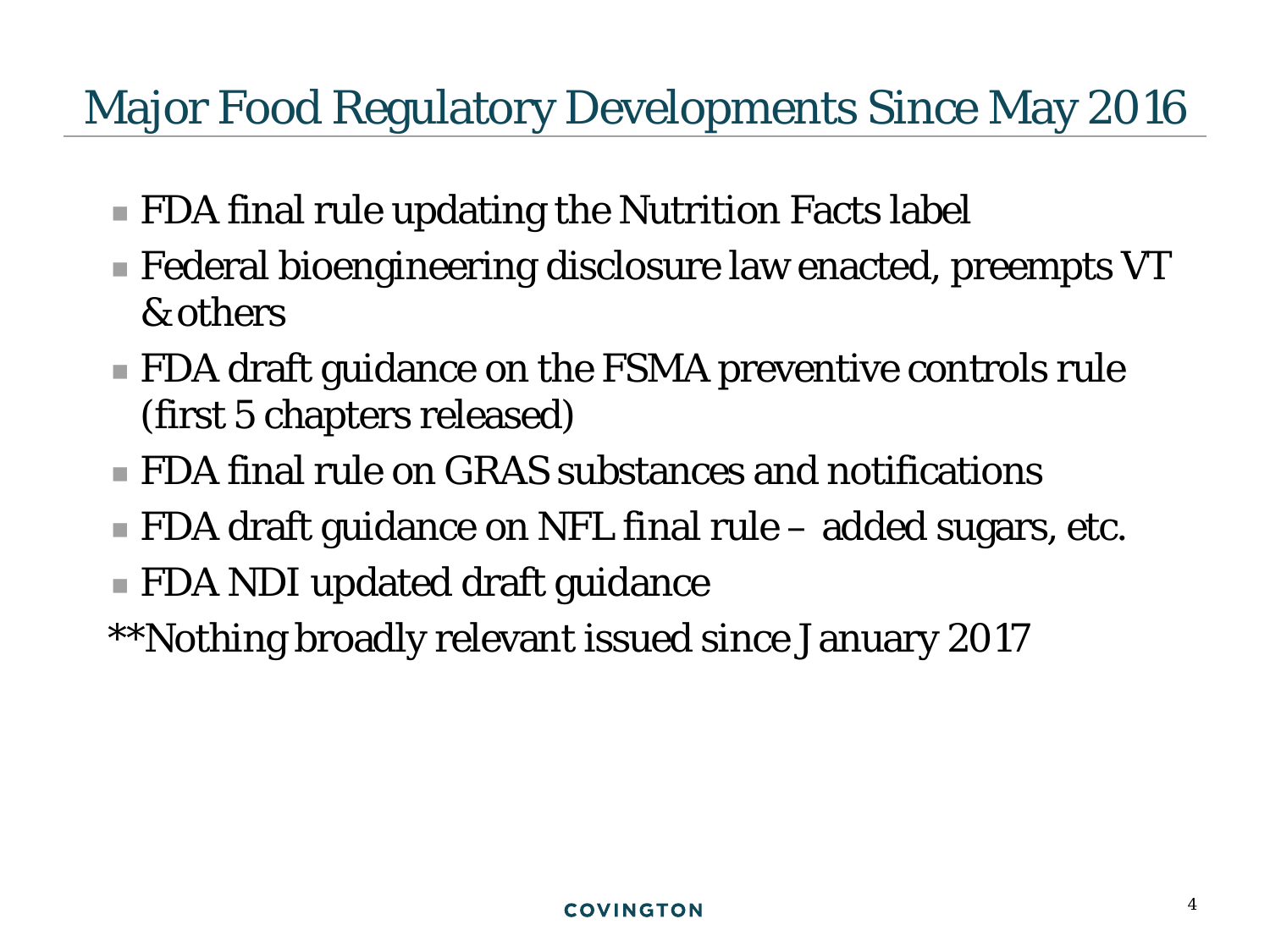# Major Food Regulatory Developments Since May 2016

- FDA final rule updating the Nutrition Facts label
- Federal bioengineering disclosure law enacted, preempts VT & others
- FDA draft guidance on the FSMA preventive controls rule (first 5 chapters released)
- FDA final rule on GRAS substances and notifications
- FDA draft guidance on NFL final rule – added sugars, etc.
- FDA NDI updated draft guidance

**Nothing broadly relevant issued since January 2017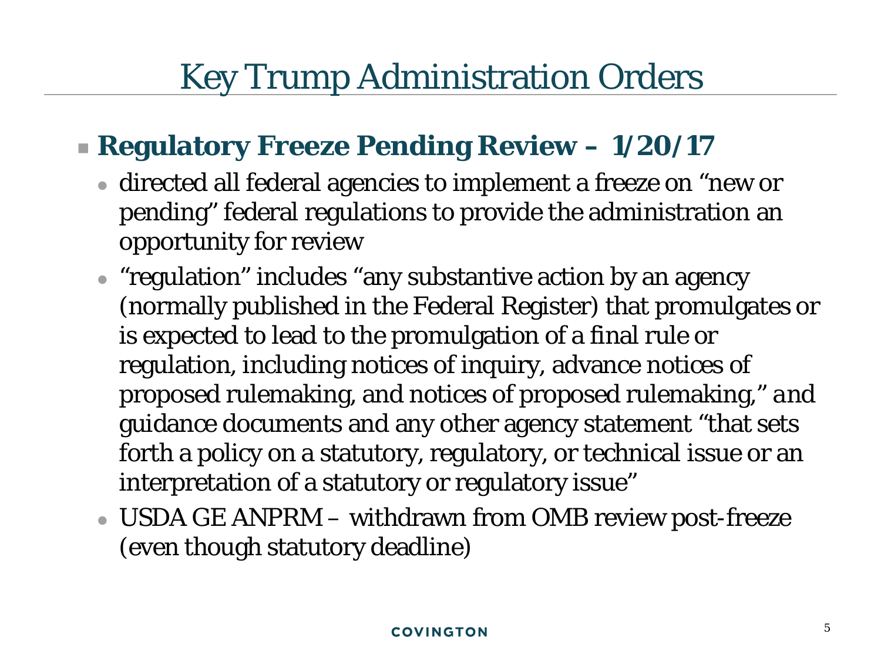# Key Trump Administration Orders

- **Regulatory Freeze Pending Review – 1/20/17**
  - directed all federal agencies to implement a freeze on "new or pending" federal regulations to provide the administration an opportunity for review
  - "regulation" includes "any substantive action by an agency (normally published in the Federal Register) that promulgates or is expected to lead to the promulgation of a final rule or regulation, including notices of inquiry, advance notices of proposed rulemaking, and notices of proposed rulemaking," *and* guidance documents and any other agency statement "that sets forth a policy on a statutory, regulatory, or technical issue or an interpretation of a statutory or regulatory issue"
  - USDA GE ANPRM – withdrawn from OMB review post-freeze (even though statutory deadline)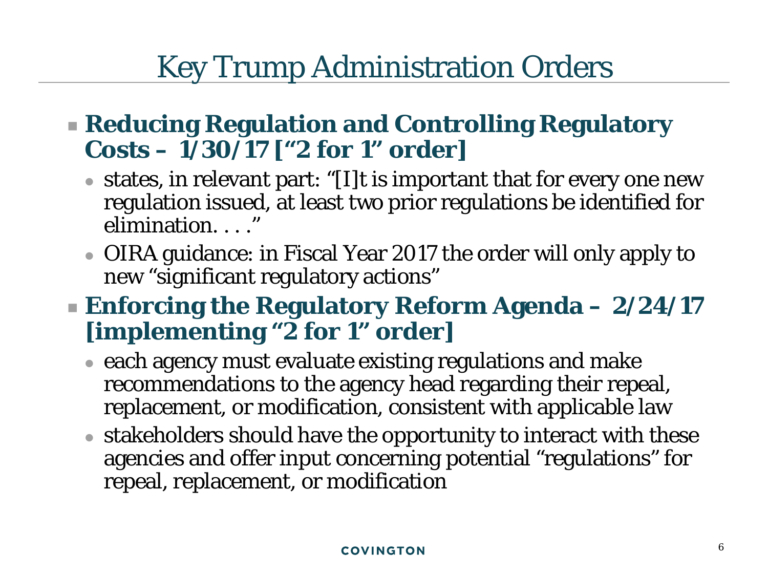# Key Trump Administration Orders

- **Reducing Regulation and Controlling Regulatory Costs – 1/30/17 ["2 for 1" order]**
  - states, in relevant part: "[I]t is important that for every one new regulation issued, at least two prior regulations be identified for elimination. . . ."
  - OIRA guidance: in Fiscal Year 2017 the order will only apply to new "significant regulatory actions"
- **Enforcing the Regulatory Reform Agenda – 2/24/17 [implementing "2 for 1" order]**
  - each agency must evaluate existing regulations and make recommendations to the agency head regarding their repeal, replacement, or modification, consistent with applicable law
  - stakeholders should have the opportunity to interact with these agencies and offer input concerning potential "regulations" for repeal, replacement, or modification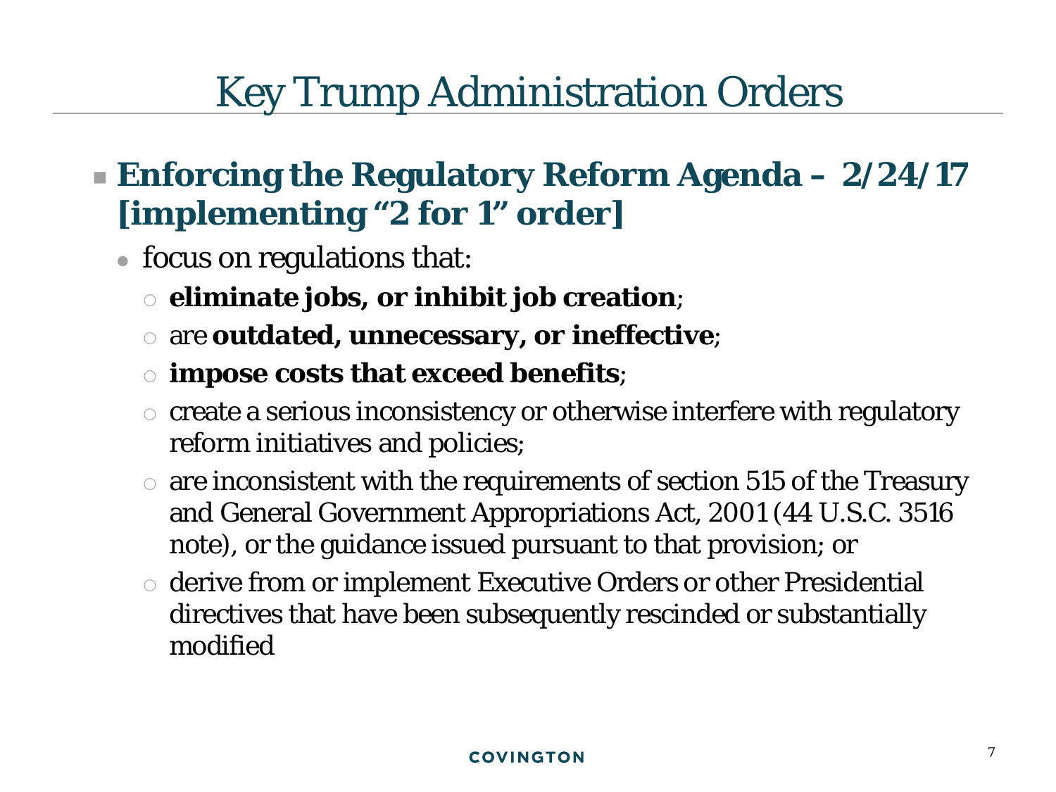# Key Trump Administration Orders

- **Enforcing the Regulatory Reform Agenda – 2/24/17 [implementing "2 for 1" order]**
  - focus on regulations that:
    - **eliminate jobs, or inhibit job creation**;
    - are **outdated, unnecessary, or ineffective**;
    - **impose costs that exceed benefits**;
    - create a serious inconsistency or otherwise interfere with regulatory reform initiatives and policies;
    - are inconsistent with the requirements of section 515 of the Treasury and General Government Appropriations Act, 2001 (44 U.S.C. 3516 note), or the guidance issued pursuant to that provision; or
    - derive from or implement Executive Orders or other Presidential directives that have been subsequently rescinded or substantially modified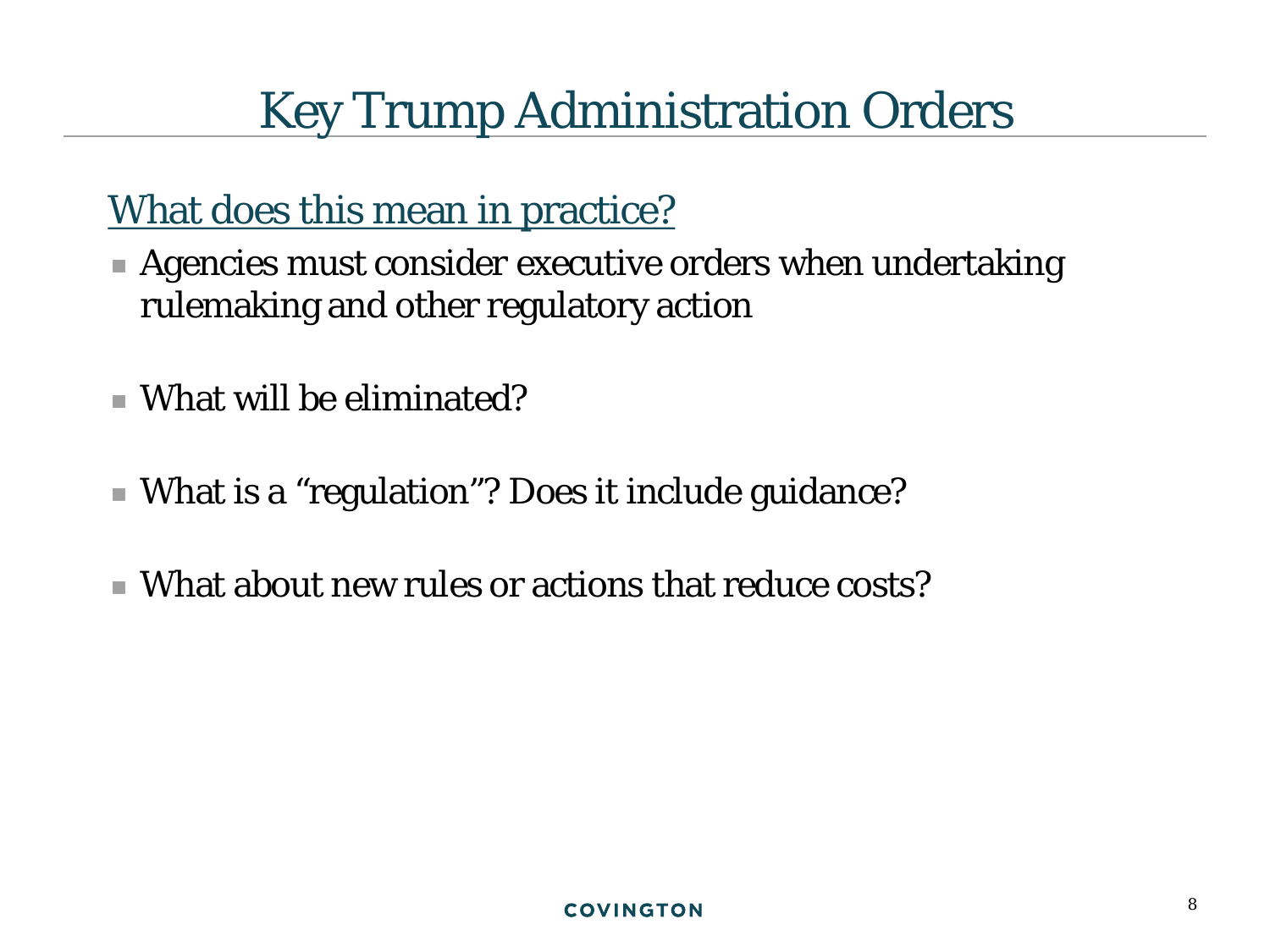# Key Trump Administration Orders

<u>What does this mean in practice?</u>

- Agencies must consider executive orders when undertaking rulemaking and other regulatory action
- What will be eliminated?
- What is a "regulation"? Does it include guidance?
- What about new rules or actions that reduce costs?

COVINGTON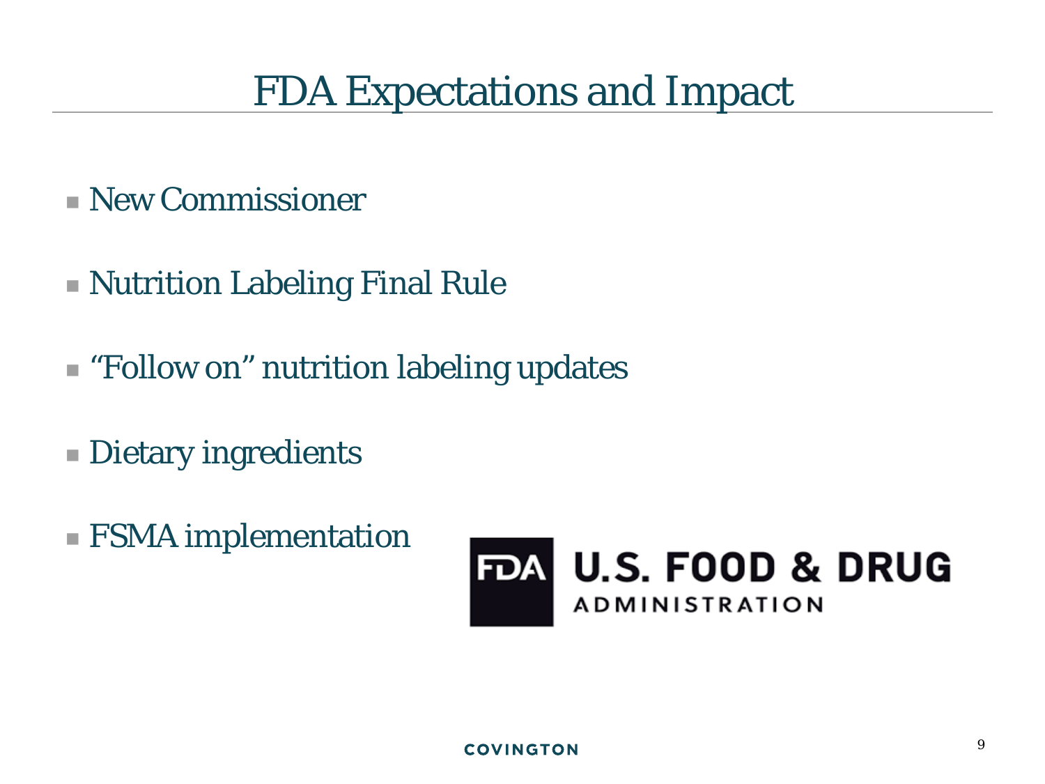# FDA Expectations and Impact

- New Commissioner
- Nutrition Labeling Final Rule
- "Follow on" nutrition labeling updates
- Dietary ingredients
- FSMA implementation

FDA U.S. FOOD & DRUG ADMINISTRATION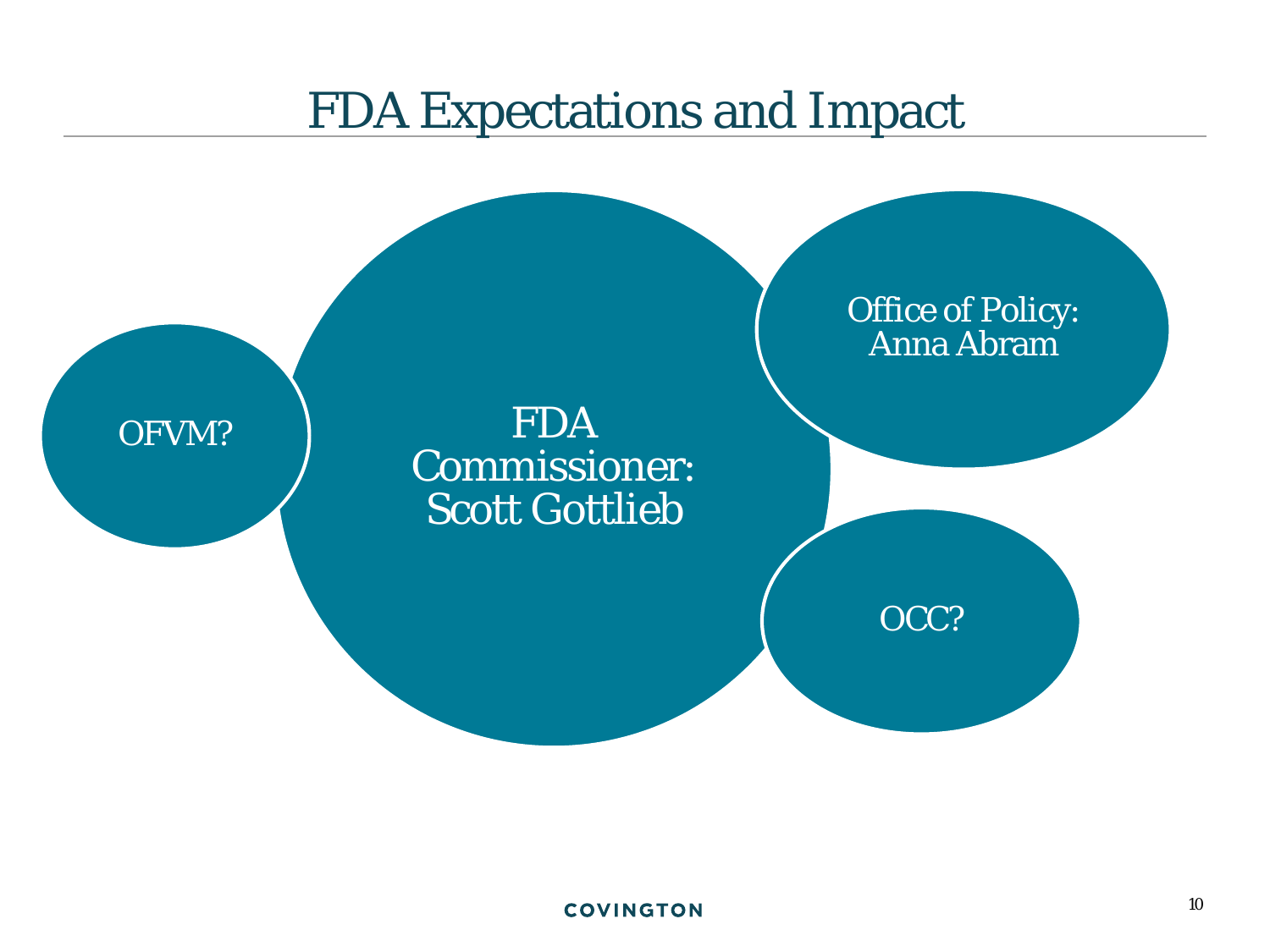# FDA Expectations and Impact

OFVM?

FDA Commissioner: Scott Gottlieb

Office of Policy: Anna Abram

OCC?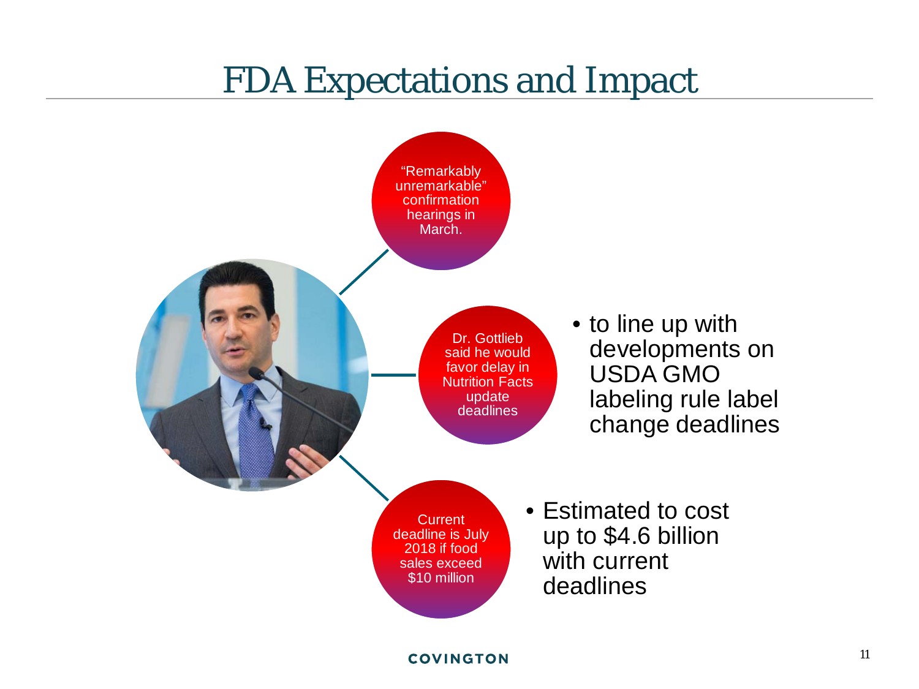# FDA Expectations and Impact

- "Remarkably unremarkable" confirmation hearings in March.

- Dr. Gottlieb said he would favor delay in Nutrition Facts update deadlines
  - to line up with developments on USDA GMO labeling rule label change deadlines

- Current deadline is July 2018 if food sales exceed $10 million
  - Estimated to cost up to $4.6 billion with current deadlines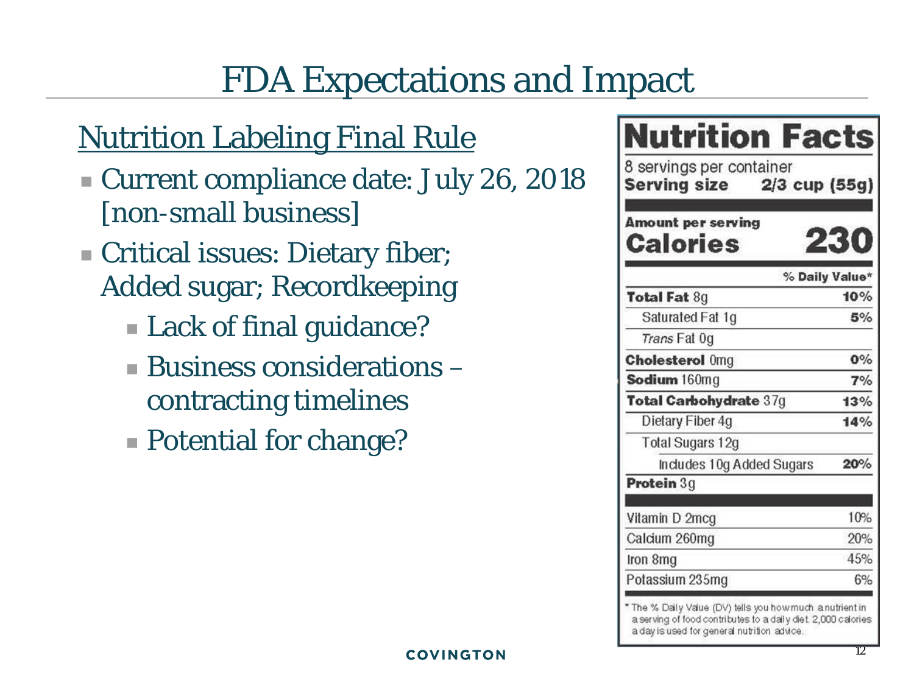# FDA Expectations and Impact

## Nutrition Labeling Final Rule

- Current compliance date: July 26, 2018 [non-small business]
- Critical issues: Dietary fiber; Added sugar; Recordkeeping
  - Lack of final guidance?
  - Business considerations – contracting timelines
  - Potential for change?

**Nutrition Facts**

8 servings per container
**Serving size 2/3 cup (55g)**

**Amount per serving**

| **Calories** | **230** |
|---|---|
| | **% Daily Value*** |
| **Total Fat** 8g | **10%** |
| Saturated Fat 1g | **5%** |
| *Trans* Fat 0g | |
| **Cholesterol** 0mg | **0%** |
| **Sodium** 160mg | **7%** |
| **Total Carbohydrate** 37g | **13%** |
| Dietary Fiber 4g | **14%** |
| Total Sugars 12g | |
| Includes 10g Added Sugars | **20%** |
| **Protein** 3g | |
| Vitamin D 2mcg | 10% |
| Calcium 260mg | 20% |
| Iron 8mg | 45% |
| Potassium 235mg | 6% |

* The % Daily Value (DV) tells you how much a nutrient in a serving of food contributes to a daily diet. 2,000 calories a day is used for general nutrition advice.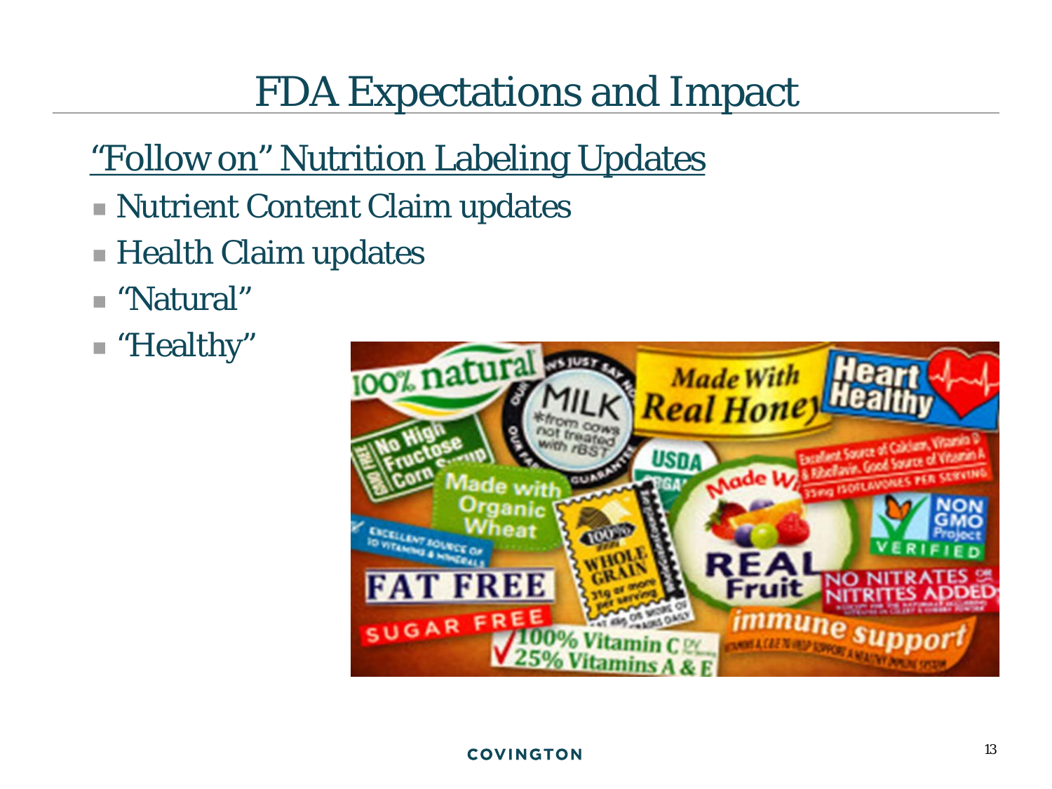# FDA Expectations and Impact

## "Follow on" Nutrition Labeling Updates

- Nutrient Content Claim updates
- Health Claim updates
- "Natural"
- "Healthy"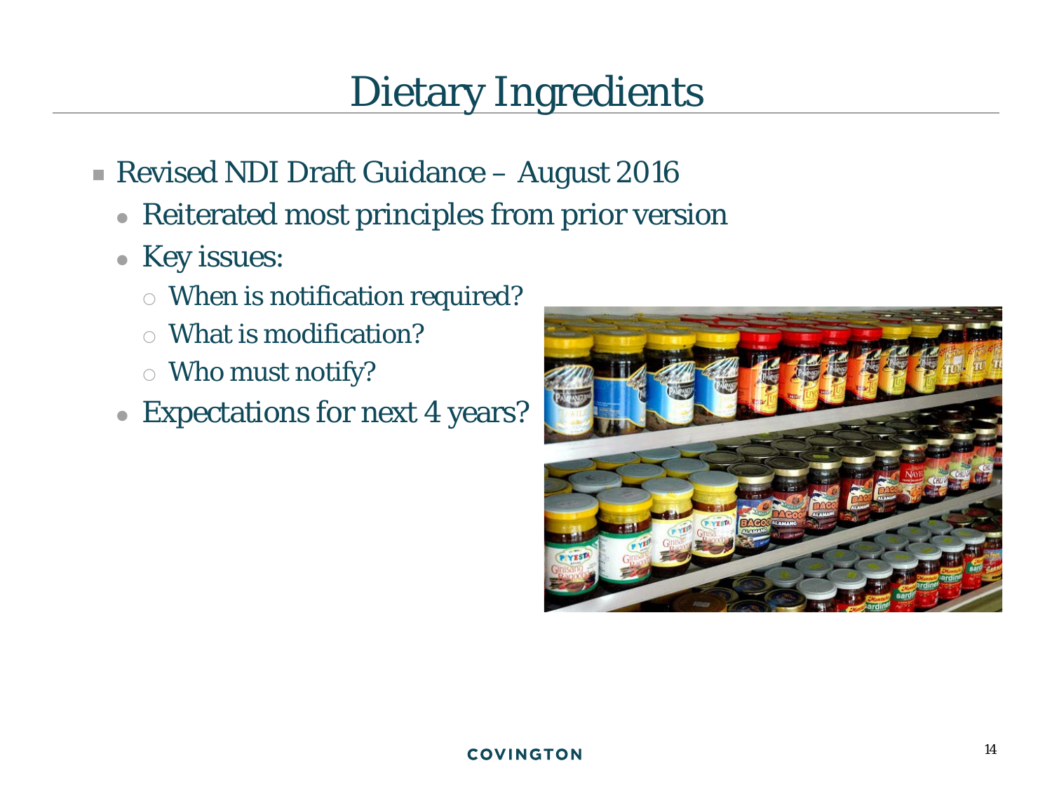# Dietary Ingredients

- Revised NDI Draft Guidance – August 2016
  - Reiterated most principles from prior version
  - Key issues:
    - When is notification required?
    - What is modification?
    - Who must notify?
  - Expectations for next 4 years?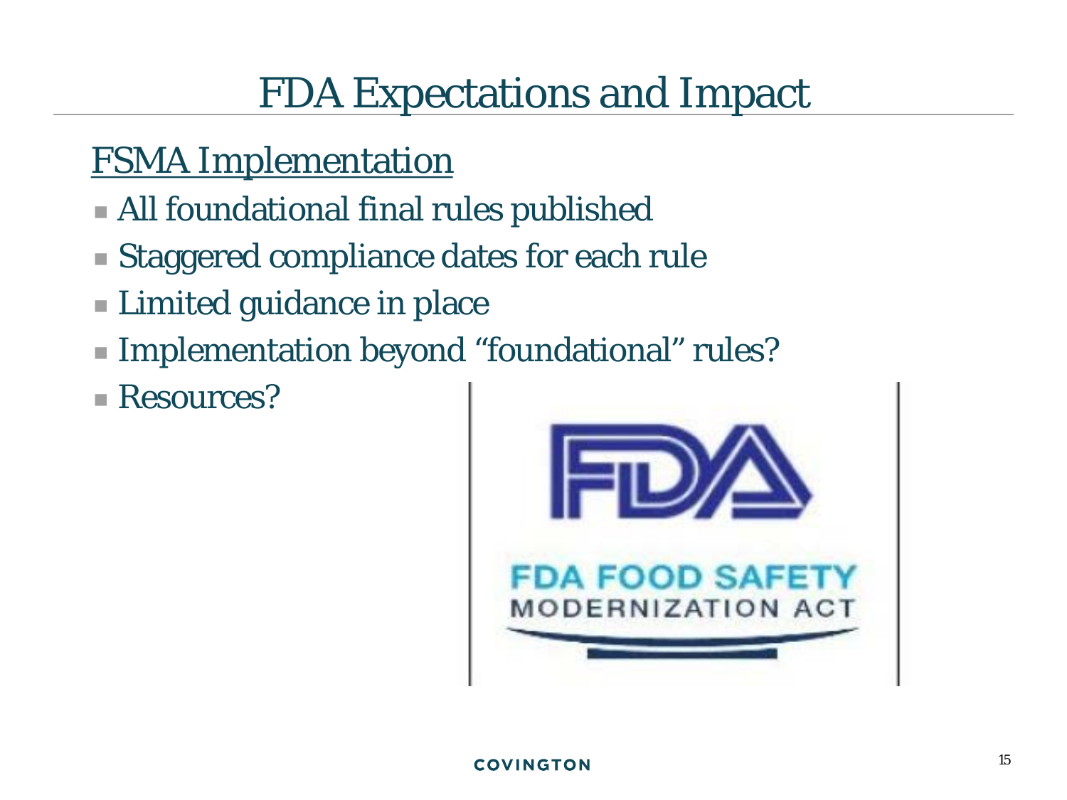# FDA Expectations and Impact

## FSMA Implementation

- All foundational final rules published
- Staggered compliance dates for each rule
- Limited guidance in place
- Implementation beyond "foundational" rules?
- Resources?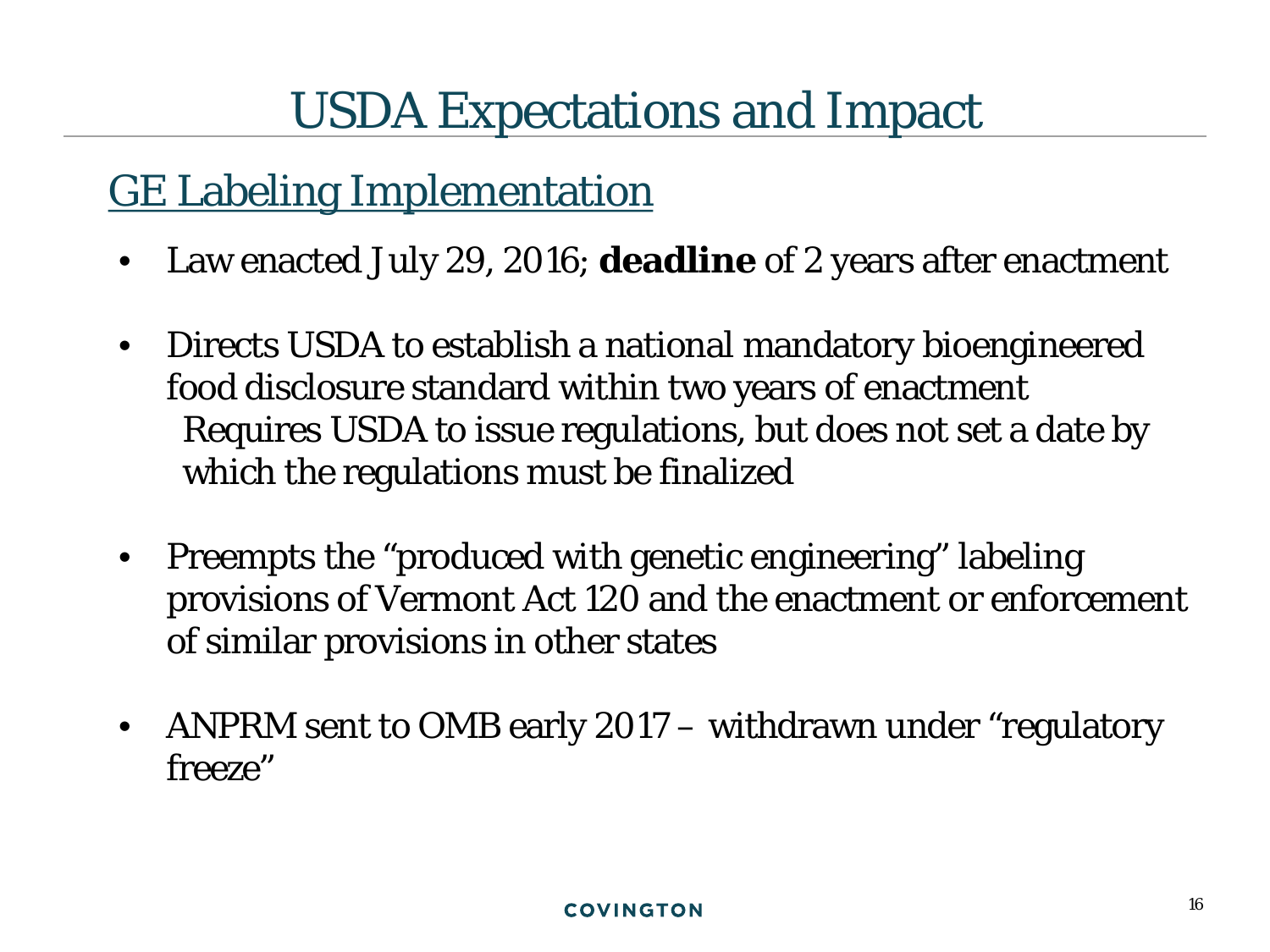# USDA Expectations and Impact

## GE Labeling Implementation

- Law enacted July 29, 2016; **deadline** of 2 years after enactment
- Directs USDA to establish a national mandatory bioengineered food disclosure standard within two years of enactment
  Requires USDA to issue regulations, but does not set a date by which the regulations must be finalized
- Preempts the "produced with genetic engineering" labeling provisions of Vermont Act 120 and the enactment or enforcement of similar provisions in other states
- ANPRM sent to OMB early 2017 – withdrawn under "regulatory freeze"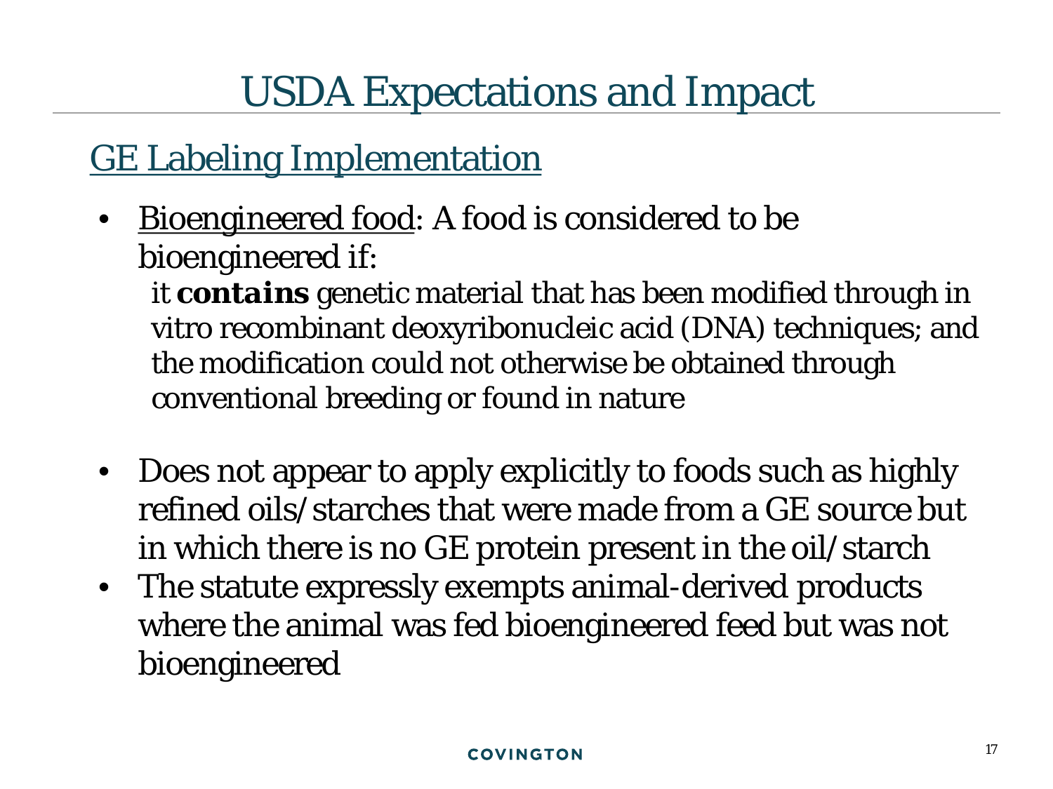# USDA Expectations and Impact

## GE Labeling Implementation

- Bioengineered food: A food is considered to be bioengineered if:

  it ***contains*** genetic material that has been modified through in vitro recombinant deoxyribonucleic acid (DNA) techniques; and the modification could not otherwise be obtained through conventional breeding or found in nature

- Does not appear to apply explicitly to foods such as highly refined oils/starches that were made from a GE source but in which there is no GE protein present in the oil/starch
- The statute expressly exempts animal-derived products where the animal was fed bioengineered feed but was not bioengineered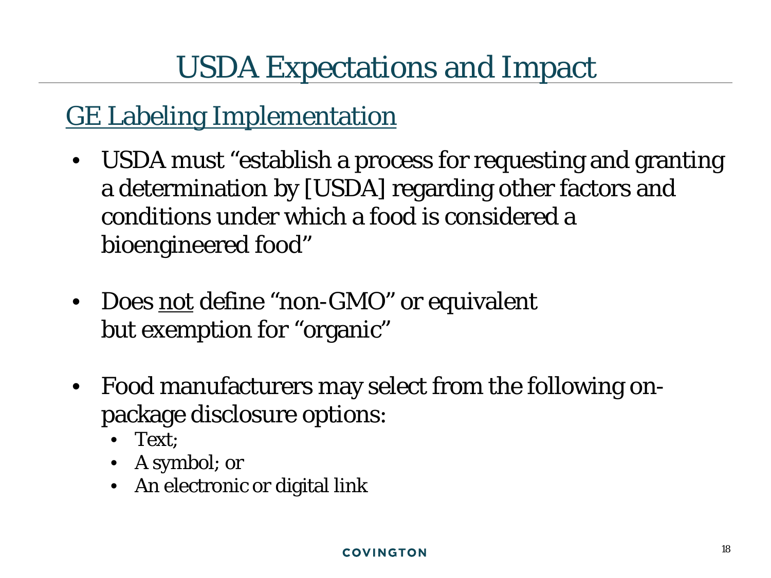# USDA Expectations and Impact

## GE Labeling Implementation

- USDA must "establish a process for requesting and granting a determination by [USDA] regarding other factors and conditions under which a food is considered a bioengineered food"

- Does not define "non-GMO" or equivalent but exemption for "organic"

- Food manufacturers may select from the following on-package disclosure options:
  - Text;
  - A symbol; or
  - An electronic or digital link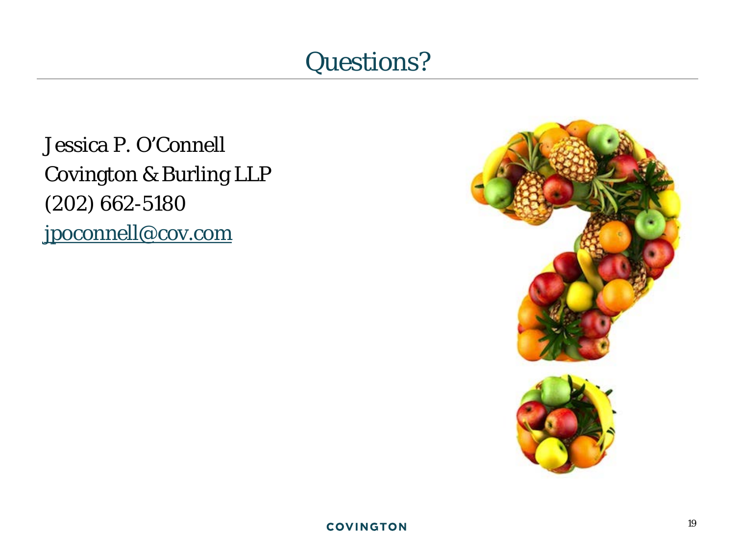# Questions?

Jessica P. O'Connell
Covington & Burling LLP
(202) 662-5180
jpoconnell@cov.com